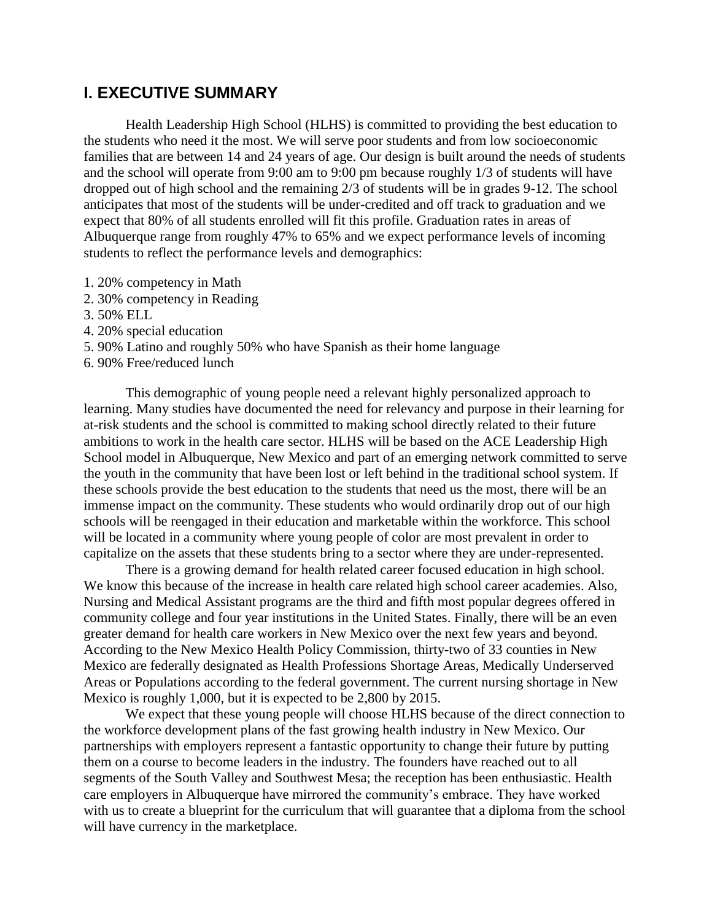## I. EXECUTIVE SUMMARY

Health Leadership High School (HLHS) is committed to providing the best education to the students who need it the most. We will serve poor students and from low socioeconomic families that are between 14 and 24 years of age. Our design is built around the needs of students and the school will operate from 9:00 am to 9:00 pm because roughly 1/3 of students will have dropped out of high school and the remaining 2/3 of students will be in grades 9-12. The school anticipates that most of the students will be under-credited and off track to graduation and we expect that 80% of all students enrolled will fit this profile. Graduation rates in areas of Albuquerque range from roughly 47% to 65% and we expect performance levels of incoming students to reflect the performance levels and demographics:

1. 20% competency in Math
2. 30% competency in Reading
3. 50% ELL
4. 20% special education
5. 90% Latino and roughly 50% who have Spanish as their home language
6. 90% Free/reduced lunch

This demographic of young people need a relevant highly personalized approach to learning. Many studies have documented the need for relevancy and purpose in their learning for at-risk students and the school is committed to making school directly related to their future ambitions to work in the health care sector. HLHS will be based on the ACE Leadership High School model in Albuquerque, New Mexico and part of an emerging network committed to serve the youth in the community that have been lost or left behind in the traditional school system. If these schools provide the best education to the students that need us the most, there will be an immense impact on the community. These students who would ordinarily drop out of our high schools will be reengaged in their education and marketable within the workforce. This school will be located in a community where young people of color are most prevalent in order to capitalize on the assets that these students bring to a sector where they are under-represented.

There is a growing demand for health related career focused education in high school. We know this because of the increase in health care related high school career academies. Also, Nursing and Medical Assistant programs are the third and fifth most popular degrees offered in community college and four year institutions in the United States. Finally, there will be an even greater demand for health care workers in New Mexico over the next few years and beyond. According to the New Mexico Health Policy Commission, thirty-two of 33 counties in New Mexico are federally designated as Health Professions Shortage Areas, Medically Underserved Areas or Populations according to the federal government. The current nursing shortage in New Mexico is roughly 1,000, but it is expected to be 2,800 by 2015.

We expect that these young people will choose HLHS because of the direct connection to the workforce development plans of the fast growing health industry in New Mexico. Our partnerships with employers represent a fantastic opportunity to change their future by putting them on a course to become leaders in the industry. The founders have reached out to all segments of the South Valley and Southwest Mesa; the reception has been enthusiastic. Health care employers in Albuquerque have mirrored the community's embrace. They have worked with us to create a blueprint for the curriculum that will guarantee that a diploma from the school will have currency in the marketplace.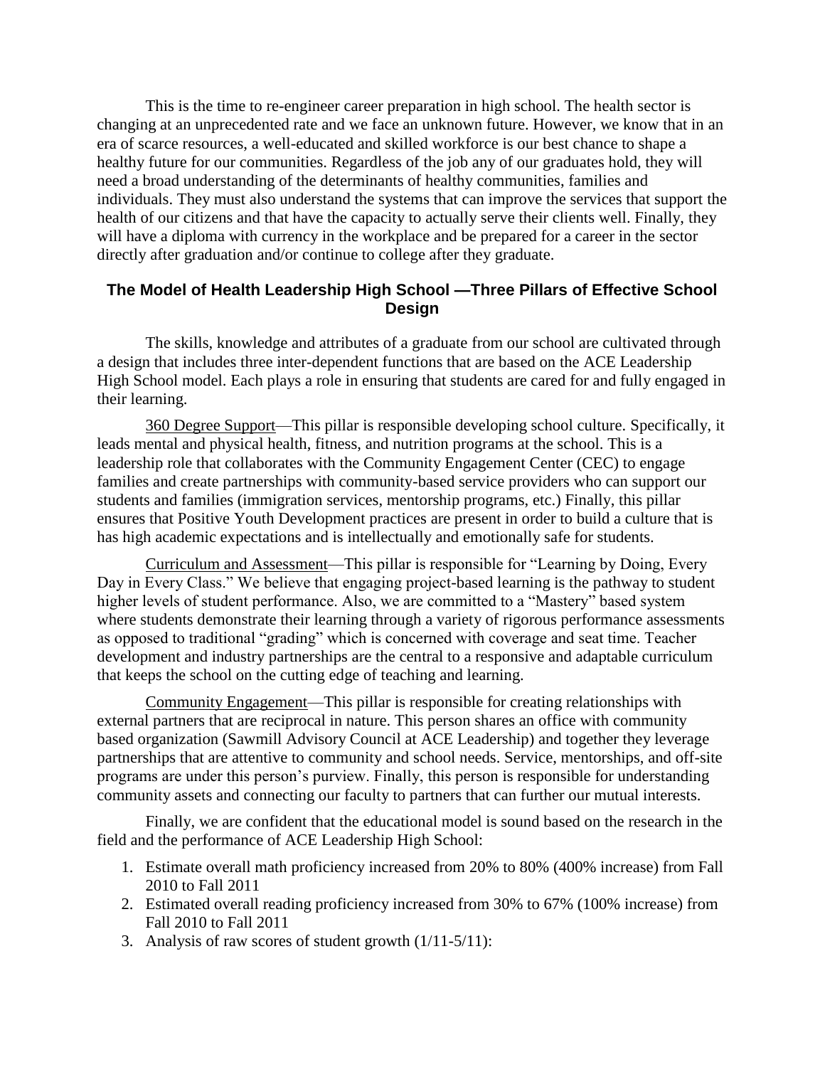This is the time to re-engineer career preparation in high school. The health sector is changing at an unprecedented rate and we face an unknown future. However, we know that in an era of scarce resources, a well-educated and skilled workforce is our best chance to shape a healthy future for our communities. Regardless of the job any of our graduates hold, they will need a broad understanding of the determinants of healthy communities, families and individuals. They must also understand the systems that can improve the services that support the health of our citizens and that have the capacity to actually serve their clients well. Finally, they will have a diploma with currency in the workplace and be prepared for a career in the sector directly after graduation and/or continue to college after they graduate.

## The Model of Health Leadership High School —Three Pillars of Effective School Design

The skills, knowledge and attributes of a graduate from our school are cultivated through a design that includes three inter-dependent functions that are based on the ACE Leadership High School model. Each plays a role in ensuring that students are cared for and fully engaged in their learning.

360 Degree Support—This pillar is responsible developing school culture. Specifically, it leads mental and physical health, fitness, and nutrition programs at the school. This is a leadership role that collaborates with the Community Engagement Center (CEC) to engage families and create partnerships with community-based service providers who can support our students and families (immigration services, mentorship programs, etc.) Finally, this pillar ensures that Positive Youth Development practices are present in order to build a culture that is has high academic expectations and is intellectually and emotionally safe for students.

Curriculum and Assessment—This pillar is responsible for "Learning by Doing, Every Day in Every Class." We believe that engaging project-based learning is the pathway to student higher levels of student performance. Also, we are committed to a "Mastery" based system where students demonstrate their learning through a variety of rigorous performance assessments as opposed to traditional "grading" which is concerned with coverage and seat time. Teacher development and industry partnerships are the central to a responsive and adaptable curriculum that keeps the school on the cutting edge of teaching and learning.

Community Engagement—This pillar is responsible for creating relationships with external partners that are reciprocal in nature. This person shares an office with community based organization (Sawmill Advisory Council at ACE Leadership) and together they leverage partnerships that are attentive to community and school needs. Service, mentorships, and off-site programs are under this person's purview. Finally, this person is responsible for understanding community assets and connecting our faculty to partners that can further our mutual interests.

Finally, we are confident that the educational model is sound based on the research in the field and the performance of ACE Leadership High School:

1. Estimate overall math proficiency increased from 20% to 80% (400% increase) from Fall 2010 to Fall 2011
2. Estimated overall reading proficiency increased from 30% to 67% (100% increase) from Fall 2010 to Fall 2011
3. Analysis of raw scores of student growth (1/11-5/11):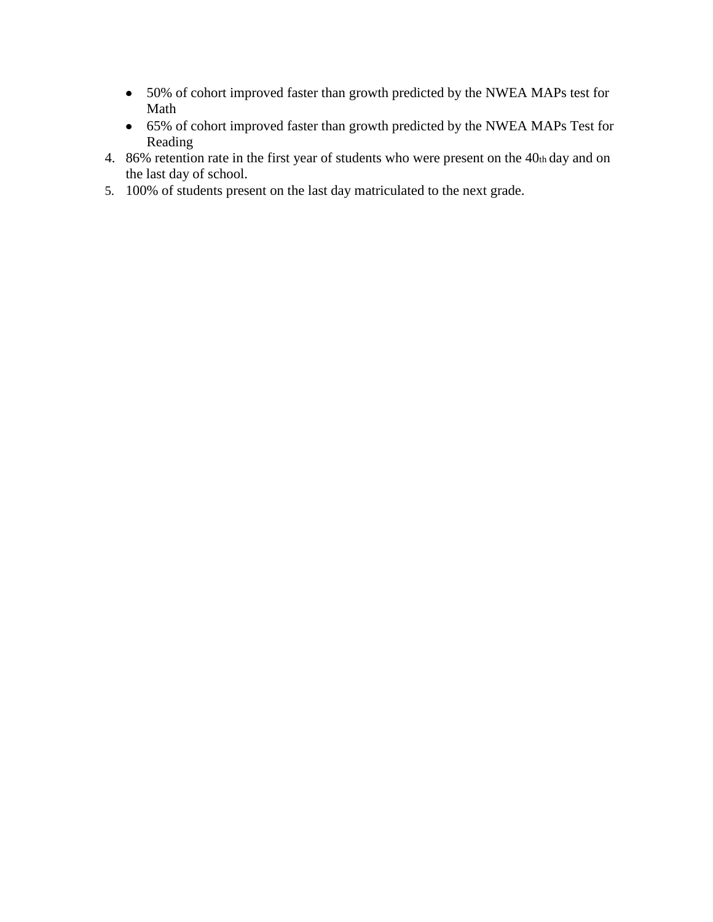- 50% of cohort improved faster than growth predicted by the NWEA MAPs test for Math
- 65% of cohort improved faster than growth predicted by the NWEA MAPs Test for Reading

4. 86% retention rate in the first year of students who were present on the 40th day and on the last day of school.
5. 100% of students present on the last day matriculated to the next grade.